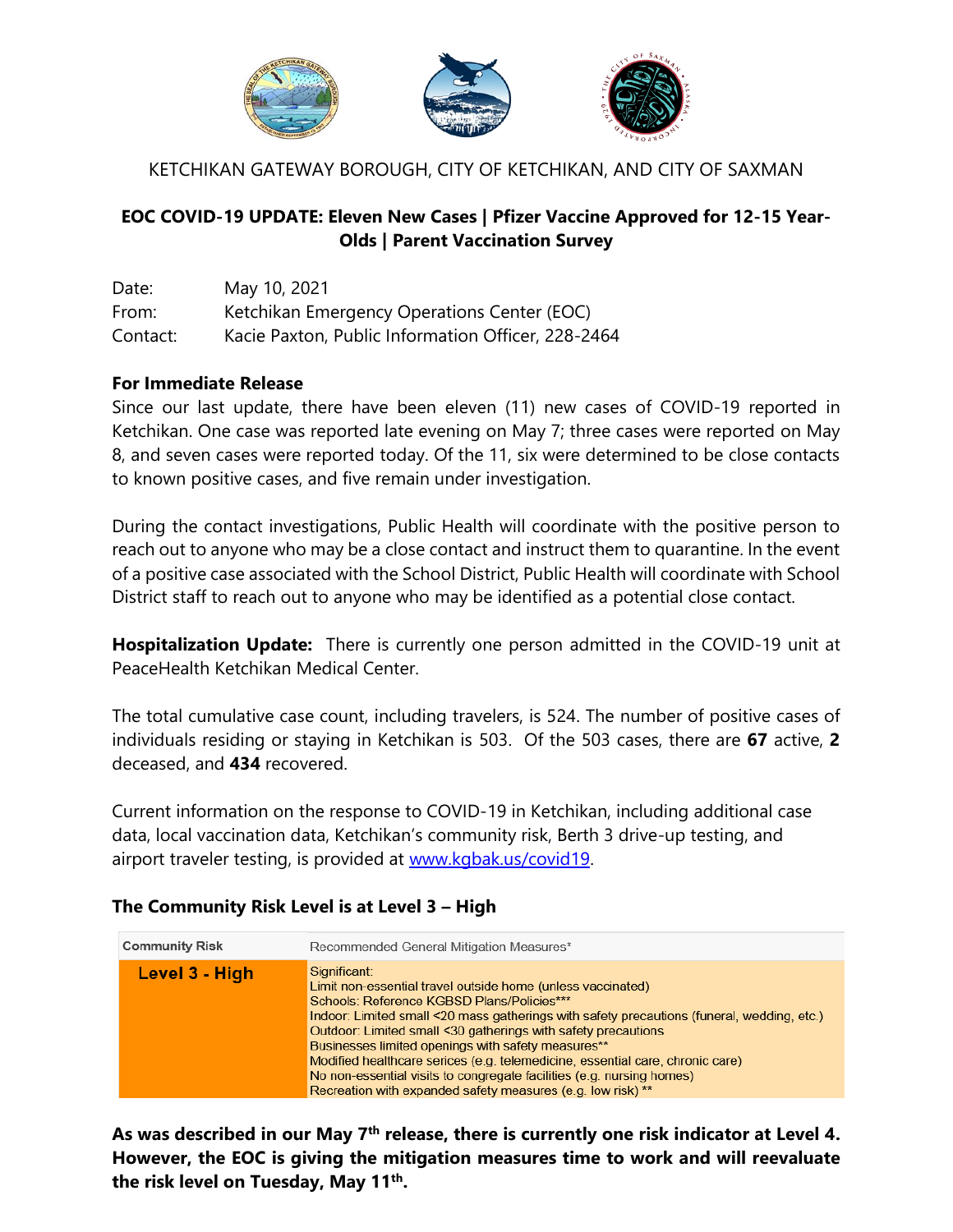KETCHIKAN GATEWAY BOROUGH, CITY OF KETCHIKAN, AND CITY OF SAXMAN

# EOC COVID-19 UPDATE: Eleven New Cases | Pfizer Vaccine Approved for 12-15 Year-Olds | Parent Vaccination Survey

| | |
|---|---|
| Date: | May 10, 2021 |
| From: | Ketchikan Emergency Operations Center (EOC) |
| Contact: | Kacie Paxton, Public Information Officer, 228-2464 |

**For Immediate Release**

Since our last update, there have been eleven (11) new cases of COVID-19 reported in Ketchikan. One case was reported late evening on May 7; three cases were reported on May 8, and seven cases were reported today. Of the 11, six were determined to be close contacts to known positive cases, and five remain under investigation.

During the contact investigations, Public Health will coordinate with the positive person to reach out to anyone who may be a close contact and instruct them to quarantine. In the event of a positive case associated with the School District, Public Health will coordinate with School District staff to reach out to anyone who may be identified as a potential close contact.

**Hospitalization Update:** There is currently one person admitted in the COVID-19 unit at PeaceHealth Ketchikan Medical Center.

The total cumulative case count, including travelers, is 524. The number of positive cases of individuals residing or staying in Ketchikan is 503. Of the 503 cases, there are **67** active, **2** deceased, and **434** recovered.

Current information on the response to COVID-19 in Ketchikan, including additional case data, local vaccination data, Ketchikan's community risk, Berth 3 drive-up testing, and airport traveler testing, is provided at www.kgbak.us/covid19.

## The Community Risk Level is at Level 3 – High

| Community Risk | Recommended General Mitigation Measures* |
|---|---|
| **Level 3 - High** | Significant:<br>Limit non-essential travel outside home (unless vaccinated)<br>Schools: Reference KGBSD Plans/Policies***<br>Indoor: Limited small <20 mass gatherings with safety precautions (funeral, wedding, etc.)<br>Outdoor: Limited small <30 gatherings with safety precautions<br>Businesses limited openings with safety measures**<br>Modified healthcare serices (e.g. telemedicine, essential care, chronic care)<br>No non-essential visits to congregate facilities (e.g. nursing homes)<br>Recreation with expanded safety measures (e.g. low risk) ** |

**As was described in our May 7th release, there is currently one risk indicator at Level 4. However, the EOC is giving the mitigation measures time to work and will reevaluate the risk level on Tuesday, May 11th.**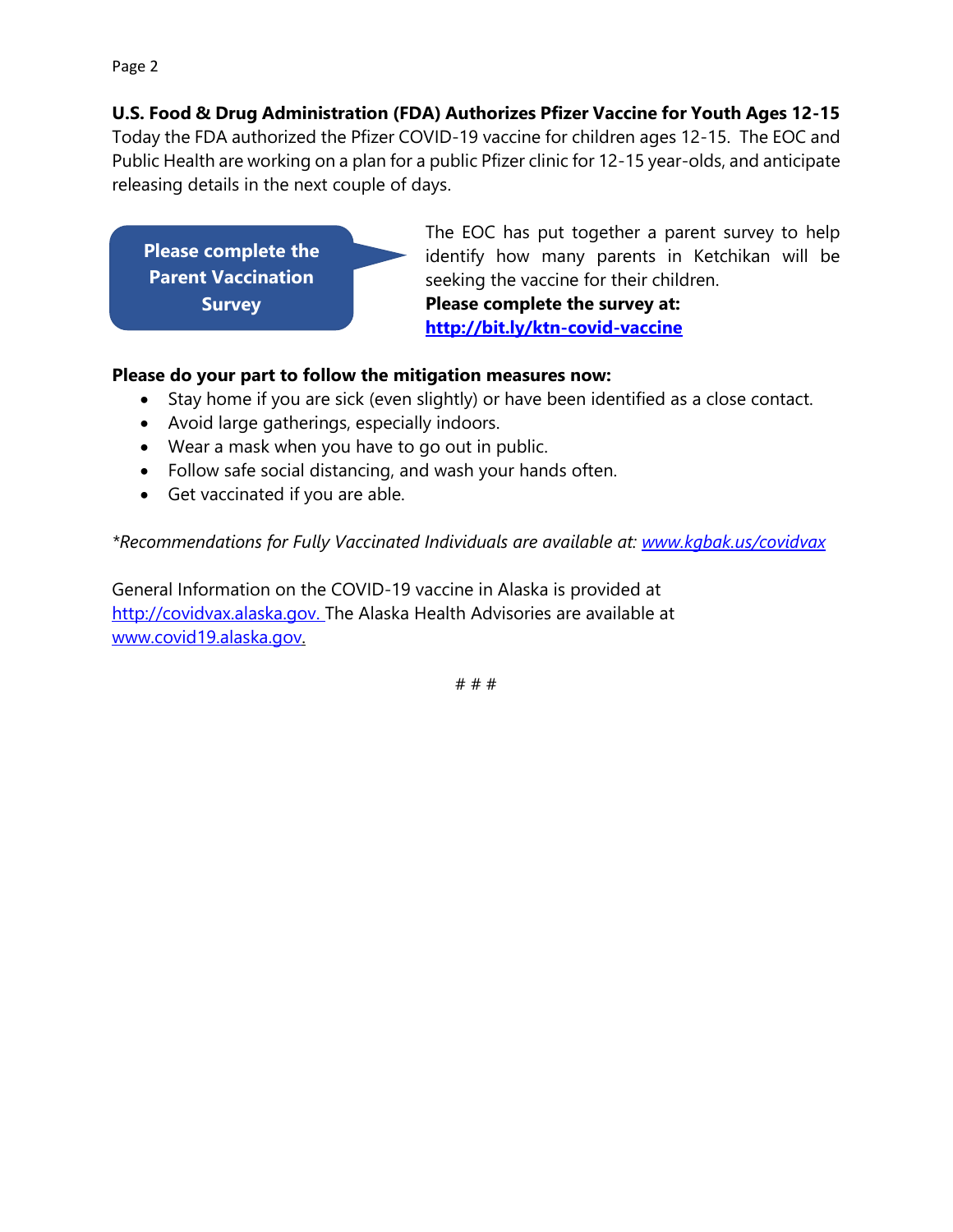**U.S. Food & Drug Administration (FDA) Authorizes Pfizer Vaccine for Youth Ages 12-15**
Today the FDA authorized the Pfizer COVID-19 vaccine for children ages 12-15. The EOC and Public Health are working on a plan for a public Pfizer clinic for 12-15 year-olds, and anticipate releasing details in the next couple of days.

**Please complete the Parent Vaccination Survey**

The EOC has put together a parent survey to help identify how many parents in Ketchikan will be seeking the vaccine for their children.
**Please complete the survey at:**
**http://bit.ly/ktn-covid-vaccine**

**Please do your part to follow the mitigation measures now:**

- Stay home if you are sick (even slightly) or have been identified as a close contact.
- Avoid large gatherings, especially indoors.
- Wear a mask when you have to go out in public.
- Follow safe social distancing, and wash your hands often.
- Get vaccinated if you are able.

*\*Recommendations for Fully Vaccinated Individuals are available at: www.kgbak.us/covidvax*

General Information on the COVID-19 vaccine in Alaska is provided at http://covidvax.alaska.gov. The Alaska Health Advisories are available at www.covid19.alaska.gov.

# # #